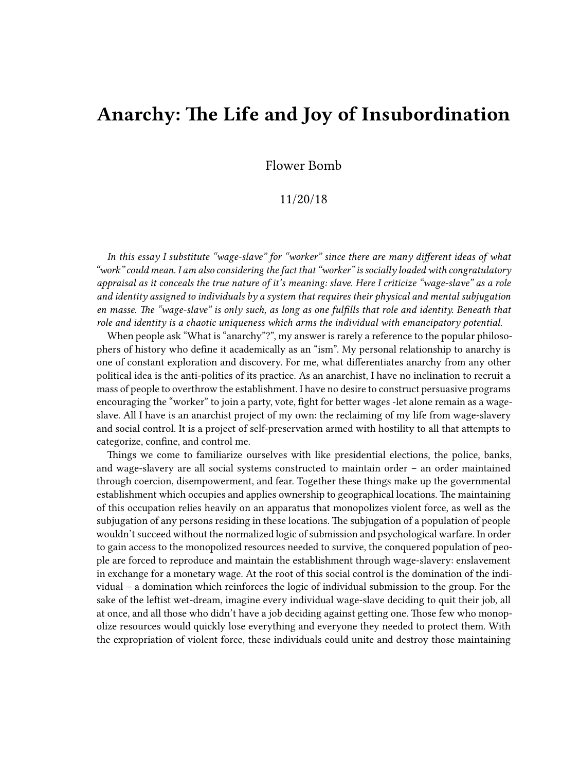# Anarchy: The Life and Joy of Insubordination

Flower Bomb

11/20/18

*In this essay I substitute "wage-slave" for "worker" since there are many different ideas of what "work" could mean. I am also considering the fact that "worker" is socially loaded with congratulatory appraisal as it conceals the true nature of it's meaning: slave. Here I criticize "wage-slave" as a role and identity assigned to individuals by a system that requires their physical and mental subjugation en masse. The "wage-slave" is only such, as long as one fulfills that role and identity. Beneath that role and identity is a chaotic uniqueness which arms the individual with emancipatory potential.*

When people ask "What is "anarchy"?", my answer is rarely a reference to the popular philosophers of history who define it academically as an "ism". My personal relationship to anarchy is one of constant exploration and discovery. For me, what differentiates anarchy from any other political idea is the anti-politics of its practice. As an anarchist, I have no inclination to recruit a mass of people to overthrow the establishment. I have no desire to construct persuasive programs encouraging the "worker" to join a party, vote, fight for better wages -let alone remain as a wage-slave. All I have is an anarchist project of my own: the reclaiming of my life from wage-slavery and social control. It is a project of self-preservation armed with hostility to all that attempts to categorize, confine, and control me.

Things we come to familiarize ourselves with like presidential elections, the police, banks, and wage-slavery are all social systems constructed to maintain order – an order maintained through coercion, disempowerment, and fear. Together these things make up the governmental establishment which occupies and applies ownership to geographical locations. The maintaining of this occupation relies heavily on an apparatus that monopolizes violent force, as well as the subjugation of any persons residing in these locations. The subjugation of a population of people wouldn't succeed without the normalized logic of submission and psychological warfare. In order to gain access to the monopolized resources needed to survive, the conquered population of people are forced to reproduce and maintain the establishment through wage-slavery: enslavement in exchange for a monetary wage. At the root of this social control is the domination of the individual – a domination which reinforces the logic of individual submission to the group. For the sake of the leftist wet-dream, imagine every individual wage-slave deciding to quit their job, all at once, and all those who didn't have a job deciding against getting one. Those few who monopolize resources would quickly lose everything and everyone they needed to protect them. With the expropriation of violent force, these individuals could unite and destroy those maintaining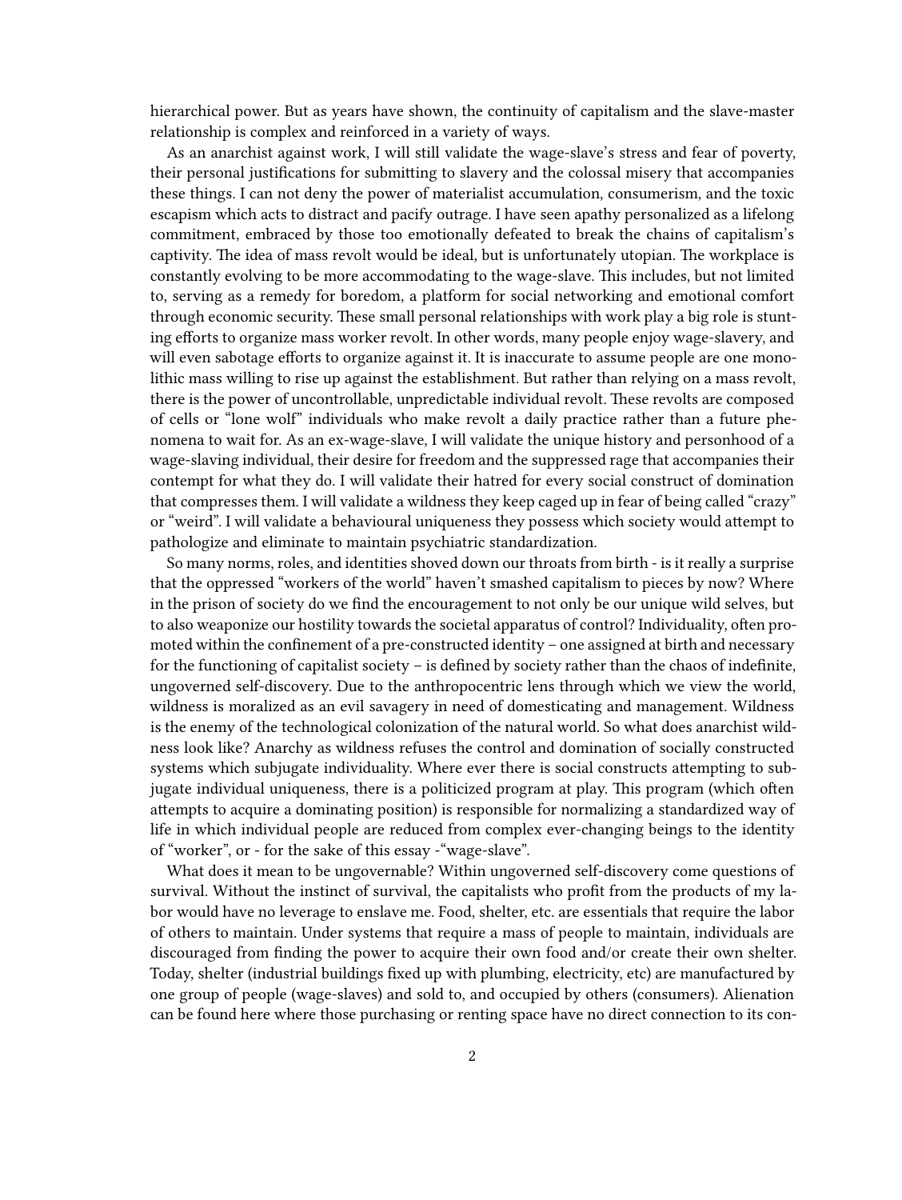hierarchical power. But as years have shown, the continuity of capitalism and the slave-master relationship is complex and reinforced in a variety of ways.

As an anarchist against work, I will still validate the wage-slave's stress and fear of poverty, their personal justifications for submitting to slavery and the colossal misery that accompanies these things. I can not deny the power of materialist accumulation, consumerism, and the toxic escapism which acts to distract and pacify outrage. I have seen apathy personalized as a lifelong commitment, embraced by those too emotionally defeated to break the chains of capitalism's captivity. The idea of mass revolt would be ideal, but is unfortunately utopian. The workplace is constantly evolving to be more accommodating to the wage-slave. This includes, but not limited to, serving as a remedy for boredom, a platform for social networking and emotional comfort through economic security. These small personal relationships with work play a big role is stunting efforts to organize mass worker revolt. In other words, many people enjoy wage-slavery, and will even sabotage efforts to organize against it. It is inaccurate to assume people are one monolithic mass willing to rise up against the establishment. But rather than relying on a mass revolt, there is the power of uncontrollable, unpredictable individual revolt. These revolts are composed of cells or "lone wolf" individuals who make revolt a daily practice rather than a future phenomena to wait for. As an ex-wage-slave, I will validate the unique history and personhood of a wage-slaving individual, their desire for freedom and the suppressed rage that accompanies their contempt for what they do. I will validate their hatred for every social construct of domination that compresses them. I will validate a wildness they keep caged up in fear of being called "crazy" or "weird". I will validate a behavioural uniqueness they possess which society would attempt to pathologize and eliminate to maintain psychiatric standardization.

So many norms, roles, and identities shoved down our throats from birth - is it really a surprise that the oppressed "workers of the world" haven't smashed capitalism to pieces by now? Where in the prison of society do we find the encouragement to not only be our unique wild selves, but to also weaponize our hostility towards the societal apparatus of control? Individuality, often promoted within the confinement of a pre-constructed identity – one assigned at birth and necessary for the functioning of capitalist society – is defined by society rather than the chaos of indefinite, ungoverned self-discovery. Due to the anthropocentric lens through which we view the world, wildness is moralized as an evil savagery in need of domesticating and management. Wildness is the enemy of the technological colonization of the natural world. So what does anarchist wildness look like? Anarchy as wildness refuses the control and domination of socially constructed systems which subjugate individuality. Where ever there is social constructs attempting to subjugate individual uniqueness, there is a politicized program at play. This program (which often attempts to acquire a dominating position) is responsible for normalizing a standardized way of life in which individual people are reduced from complex ever-changing beings to the identity of "worker", or - for the sake of this essay -"wage-slave".

What does it mean to be ungovernable? Within ungoverned self-discovery come questions of survival. Without the instinct of survival, the capitalists who profit from the products of my labor would have no leverage to enslave me. Food, shelter, etc. are essentials that require the labor of others to maintain. Under systems that require a mass of people to maintain, individuals are discouraged from finding the power to acquire their own food and/or create their own shelter. Today, shelter (industrial buildings fixed up with plumbing, electricity, etc) are manufactured by one group of people (wage-slaves) and sold to, and occupied by others (consumers). Alienation can be found here where those purchasing or renting space have no direct connection to its con-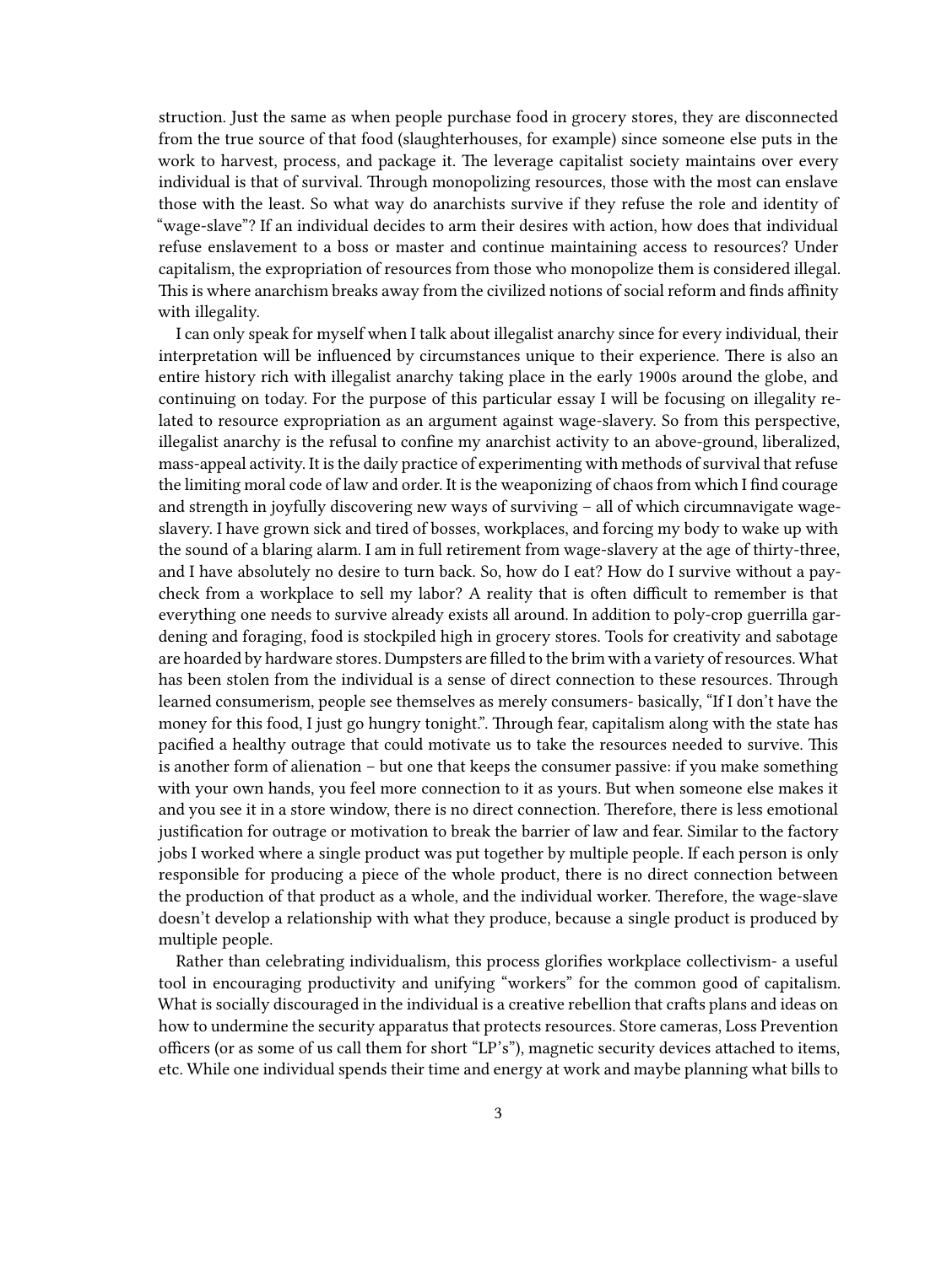struction. Just the same as when people purchase food in grocery stores, they are disconnected from the true source of that food (slaughterhouses, for example) since someone else puts in the work to harvest, process, and package it. The leverage capitalist society maintains over every individual is that of survival. Through monopolizing resources, those with the most can enslave those with the least. So what way do anarchists survive if they refuse the role and identity of "wage-slave"? If an individual decides to arm their desires with action, how does that individual refuse enslavement to a boss or master and continue maintaining access to resources? Under capitalism, the expropriation of resources from those who monopolize them is considered illegal. This is where anarchism breaks away from the civilized notions of social reform and finds affinity with illegality.

I can only speak for myself when I talk about illegalist anarchy since for every individual, their interpretation will be influenced by circumstances unique to their experience. There is also an entire history rich with illegalist anarchy taking place in the early 1900s around the globe, and continuing on today. For the purpose of this particular essay I will be focusing on illegality related to resource expropriation as an argument against wage-slavery. So from this perspective, illegalist anarchy is the refusal to confine my anarchist activity to an above-ground, liberalized, mass-appeal activity. It is the daily practice of experimenting with methods of survival that refuse the limiting moral code of law and order. It is the weaponizing of chaos from which I find courage and strength in joyfully discovering new ways of surviving – all of which circumnavigate wage-slavery. I have grown sick and tired of bosses, workplaces, and forcing my body to wake up with the sound of a blaring alarm. I am in full retirement from wage-slavery at the age of thirty-three, and I have absolutely no desire to turn back. So, how do I eat? How do I survive without a paycheck from a workplace to sell my labor? A reality that is often difficult to remember is that everything one needs to survive already exists all around. In addition to poly-crop guerrilla gardening and foraging, food is stockpiled high in grocery stores. Tools for creativity and sabotage are hoarded by hardware stores. Dumpsters are filled to the brim with a variety of resources. What has been stolen from the individual is a sense of direct connection to these resources. Through learned consumerism, people see themselves as merely consumers- basically, "If I don't have the money for this food, I just go hungry tonight.". Through fear, capitalism along with the state has pacified a healthy outrage that could motivate us to take the resources needed to survive. This is another form of alienation – but one that keeps the consumer passive: if you make something with your own hands, you feel more connection to it as yours. But when someone else makes it and you see it in a store window, there is no direct connection. Therefore, there is less emotional justification for outrage or motivation to break the barrier of law and fear. Similar to the factory jobs I worked where a single product was put together by multiple people. If each person is only responsible for producing a piece of the whole product, there is no direct connection between the production of that product as a whole, and the individual worker. Therefore, the wage-slave doesn't develop a relationship with what they produce, because a single product is produced by multiple people.

Rather than celebrating individualism, this process glorifies workplace collectivism- a useful tool in encouraging productivity and unifying "workers" for the common good of capitalism. What is socially discouraged in the individual is a creative rebellion that crafts plans and ideas on how to undermine the security apparatus that protects resources. Store cameras, Loss Prevention officers (or as some of us call them for short "LP's"), magnetic security devices attached to items, etc. While one individual spends their time and energy at work and maybe planning what bills to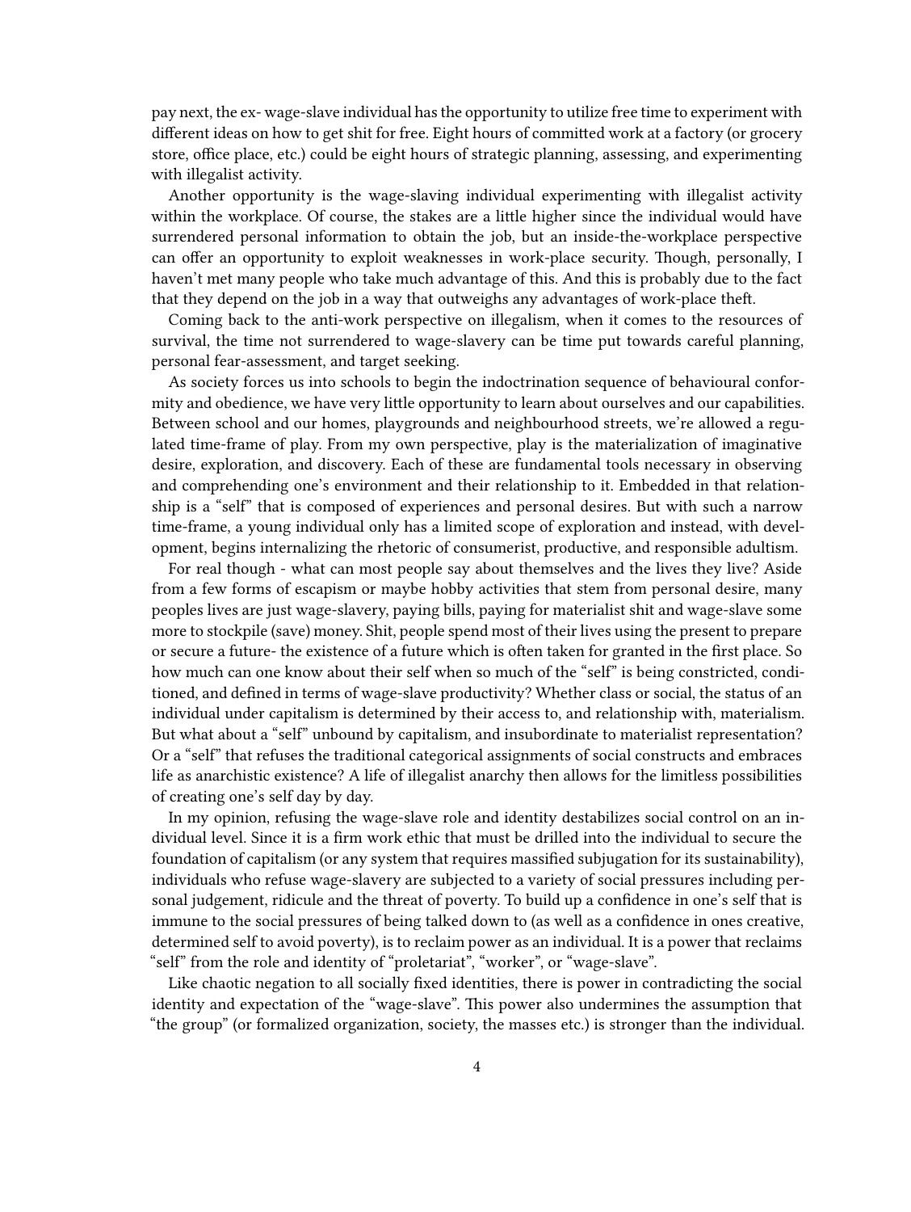pay next, the ex- wage-slave individual has the opportunity to utilize free time to experiment with different ideas on how to get shit for free. Eight hours of committed work at a factory (or grocery store, office place, etc.) could be eight hours of strategic planning, assessing, and experimenting with illegalist activity.

Another opportunity is the wage-slaving individual experimenting with illegalist activity within the workplace. Of course, the stakes are a little higher since the individual would have surrendered personal information to obtain the job, but an inside-the-workplace perspective can offer an opportunity to exploit weaknesses in work-place security. Though, personally, I haven't met many people who take much advantage of this. And this is probably due to the fact that they depend on the job in a way that outweighs any advantages of work-place theft.

Coming back to the anti-work perspective on illegalism, when it comes to the resources of survival, the time not surrendered to wage-slavery can be time put towards careful planning, personal fear-assessment, and target seeking.

As society forces us into schools to begin the indoctrination sequence of behavioural conformity and obedience, we have very little opportunity to learn about ourselves and our capabilities. Between school and our homes, playgrounds and neighbourhood streets, we're allowed a regulated time-frame of play. From my own perspective, play is the materialization of imaginative desire, exploration, and discovery. Each of these are fundamental tools necessary in observing and comprehending one's environment and their relationship to it. Embedded in that relationship is a "self" that is composed of experiences and personal desires. But with such a narrow time-frame, a young individual only has a limited scope of exploration and instead, with development, begins internalizing the rhetoric of consumerist, productive, and responsible adultism.

For real though - what can most people say about themselves and the lives they live? Aside from a few forms of escapism or maybe hobby activities that stem from personal desire, many peoples lives are just wage-slavery, paying bills, paying for materialist shit and wage-slave some more to stockpile (save) money. Shit, people spend most of their lives using the present to prepare or secure a future- the existence of a future which is often taken for granted in the first place. So how much can one know about their self when so much of the "self" is being constricted, conditioned, and defined in terms of wage-slave productivity? Whether class or social, the status of an individual under capitalism is determined by their access to, and relationship with, materialism. But what about a "self" unbound by capitalism, and insubordinate to materialist representation? Or a "self" that refuses the traditional categorical assignments of social constructs and embraces life as anarchistic existence? A life of illegalist anarchy then allows for the limitless possibilities of creating one's self day by day.

In my opinion, refusing the wage-slave role and identity destabilizes social control on an individual level. Since it is a firm work ethic that must be drilled into the individual to secure the foundation of capitalism (or any system that requires massified subjugation for its sustainability), individuals who refuse wage-slavery are subjected to a variety of social pressures including personal judgement, ridicule and the threat of poverty. To build up a confidence in one's self that is immune to the social pressures of being talked down to (as well as a confidence in ones creative, determined self to avoid poverty), is to reclaim power as an individual. It is a power that reclaims "self" from the role and identity of "proletariat", "worker", or "wage-slave".

Like chaotic negation to all socially fixed identities, there is power in contradicting the social identity and expectation of the "wage-slave". This power also undermines the assumption that "the group" (or formalized organization, society, the masses etc.) is stronger than the individual.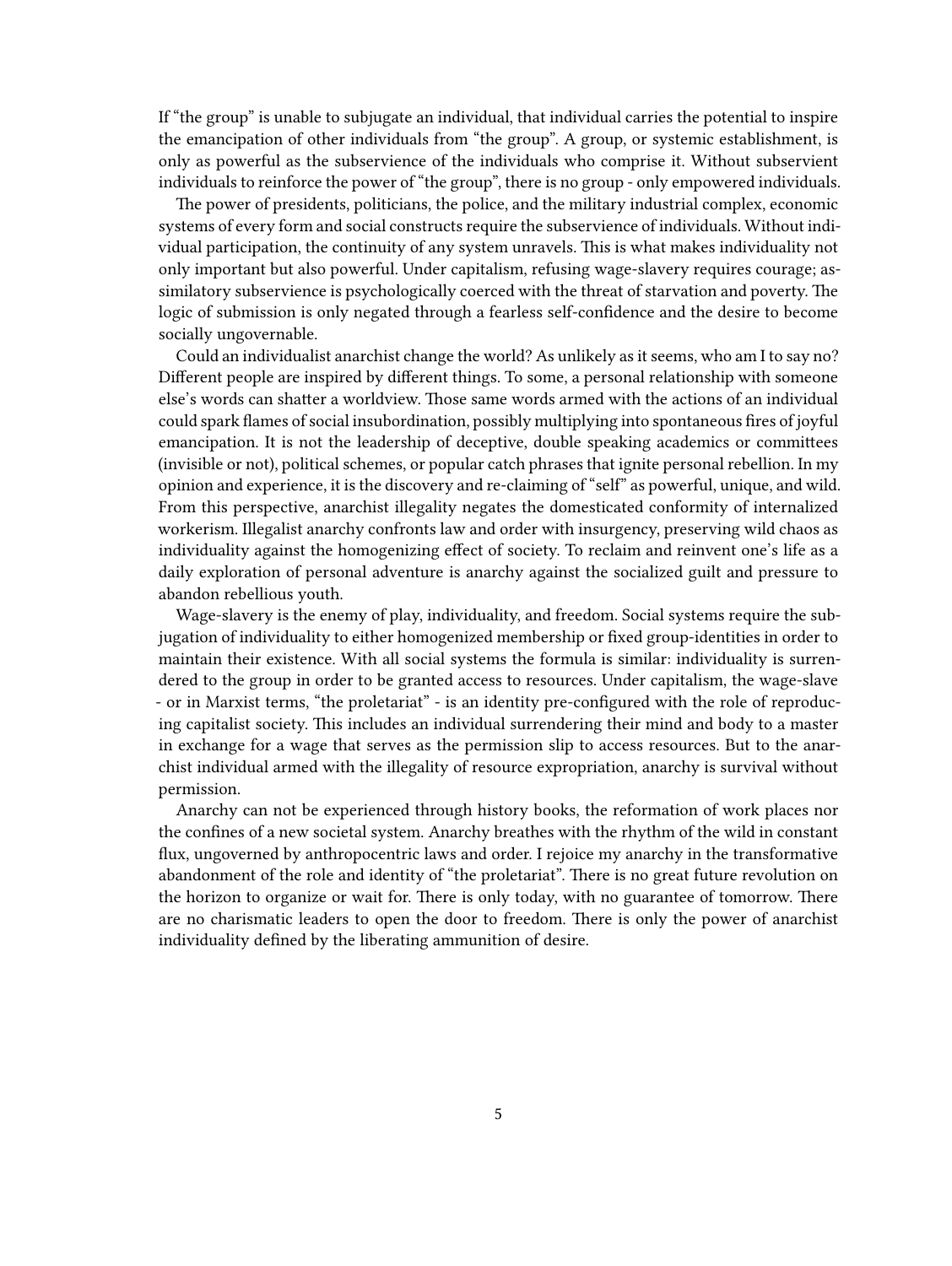If "the group" is unable to subjugate an individual, that individual carries the potential to inspire the emancipation of other individuals from "the group". A group, or systemic establishment, is only as powerful as the subservience of the individuals who comprise it. Without subservient individuals to reinforce the power of "the group", there is no group - only empowered individuals.

The power of presidents, politicians, the police, and the military industrial complex, economic systems of every form and social constructs require the subservience of individuals. Without individual participation, the continuity of any system unravels. This is what makes individuality not only important but also powerful. Under capitalism, refusing wage-slavery requires courage; assimilatory subservience is psychologically coerced with the threat of starvation and poverty. The logic of submission is only negated through a fearless self-confidence and the desire to become socially ungovernable.

Could an individualist anarchist change the world? As unlikely as it seems, who am I to say no? Different people are inspired by different things. To some, a personal relationship with someone else's words can shatter a worldview. Those same words armed with the actions of an individual could spark flames of social insubordination, possibly multiplying into spontaneous fires of joyful emancipation. It is not the leadership of deceptive, double speaking academics or committees (invisible or not), political schemes, or popular catch phrases that ignite personal rebellion. In my opinion and experience, it is the discovery and re-claiming of "self" as powerful, unique, and wild. From this perspective, anarchist illegality negates the domesticated conformity of internalized workerism. Illegalist anarchy confronts law and order with insurgency, preserving wild chaos as individuality against the homogenizing effect of society. To reclaim and reinvent one's life as a daily exploration of personal adventure is anarchy against the socialized guilt and pressure to abandon rebellious youth.

Wage-slavery is the enemy of play, individuality, and freedom. Social systems require the subjugation of individuality to either homogenized membership or fixed group-identities in order to maintain their existence. With all social systems the formula is similar: individuality is surrendered to the group in order to be granted access to resources. Under capitalism, the wage-slave - or in Marxist terms, "the proletariat" - is an identity pre-configured with the role of reproducing capitalist society. This includes an individual surrendering their mind and body to a master in exchange for a wage that serves as the permission slip to access resources. But to the anarchist individual armed with the illegality of resource expropriation, anarchy is survival without permission.

Anarchy can not be experienced through history books, the reformation of work places nor the confines of a new societal system. Anarchy breathes with the rhythm of the wild in constant flux, ungoverned by anthropocentric laws and order. I rejoice my anarchy in the transformative abandonment of the role and identity of "the proletariat". There is no great future revolution on the horizon to organize or wait for. There is only today, with no guarantee of tomorrow. There are no charismatic leaders to open the door to freedom. There is only the power of anarchist individuality defined by the liberating ammunition of desire.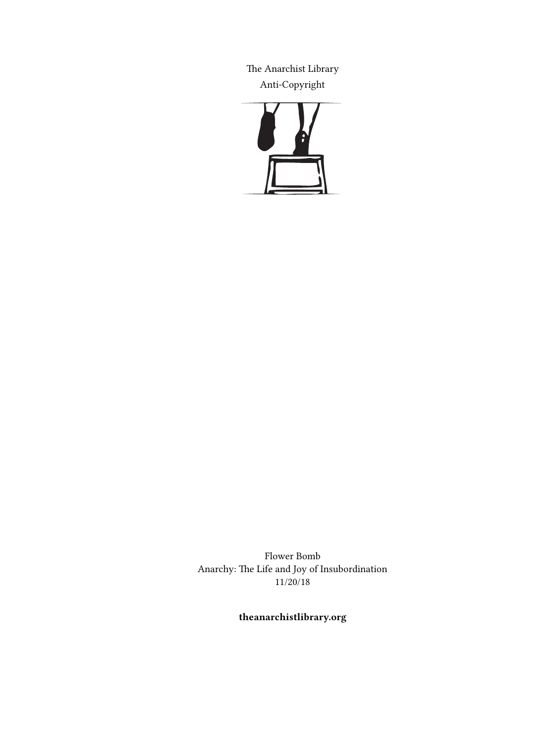The Anarchist Library
Anti-Copyright

Flower Bomb
Anarchy: The Life and Joy of Insubordination
11/20/18

**theanarchistlibrary.org**